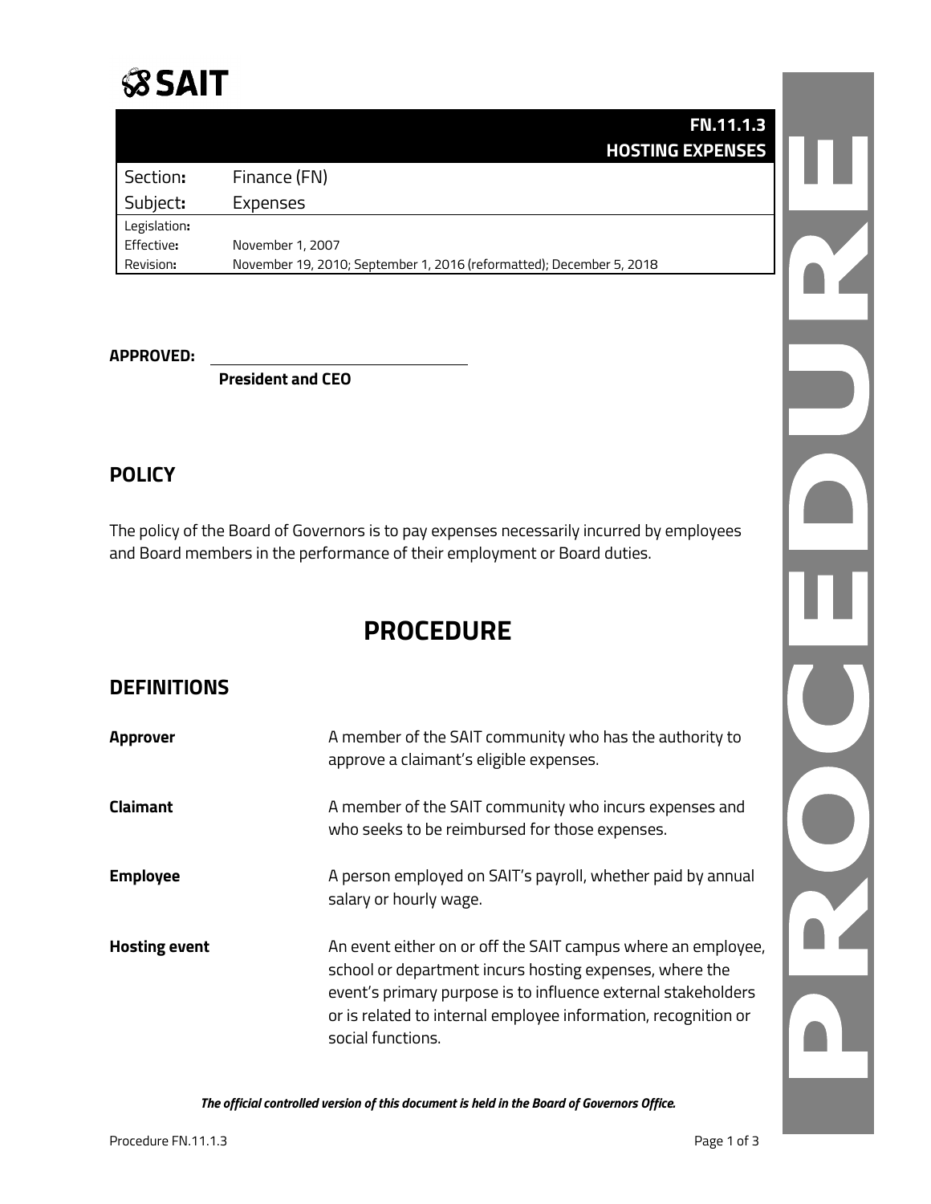# SAIT

| | FN.11.1.3 HOSTING EXPENSES |
|---|---|
| Section: | Finance (FN) |
| Subject: | Expenses |
| Legislation: | |
| Effective: | November 1, 2007 |
| Revision: | November 19, 2010; September 1, 2016 (reformatted); December 5, 2018 |

**APPROVED:** ______________________

**President and CEO**

## POLICY

The policy of the Board of Governors is to pay expenses necessarily incurred by employees and Board members in the performance of their employment or Board duties.

# PROCEDURE

## DEFINITIONS

| | |
|---|---|
| **Approver** | A member of the SAIT community who has the authority to approve a claimant's eligible expenses. |
| **Claimant** | A member of the SAIT community who incurs expenses and who seeks to be reimbursed for those expenses. |
| **Employee** | A person employed on SAIT's payroll, whether paid by annual salary or hourly wage. |
| **Hosting event** | An event either on or off the SAIT campus where an employee, school or department incurs hosting expenses, where the event's primary purpose is to influence external stakeholders or is related to internal employee information, recognition or social functions. |

***The official controlled version of this document is held in the Board of Governors Office.***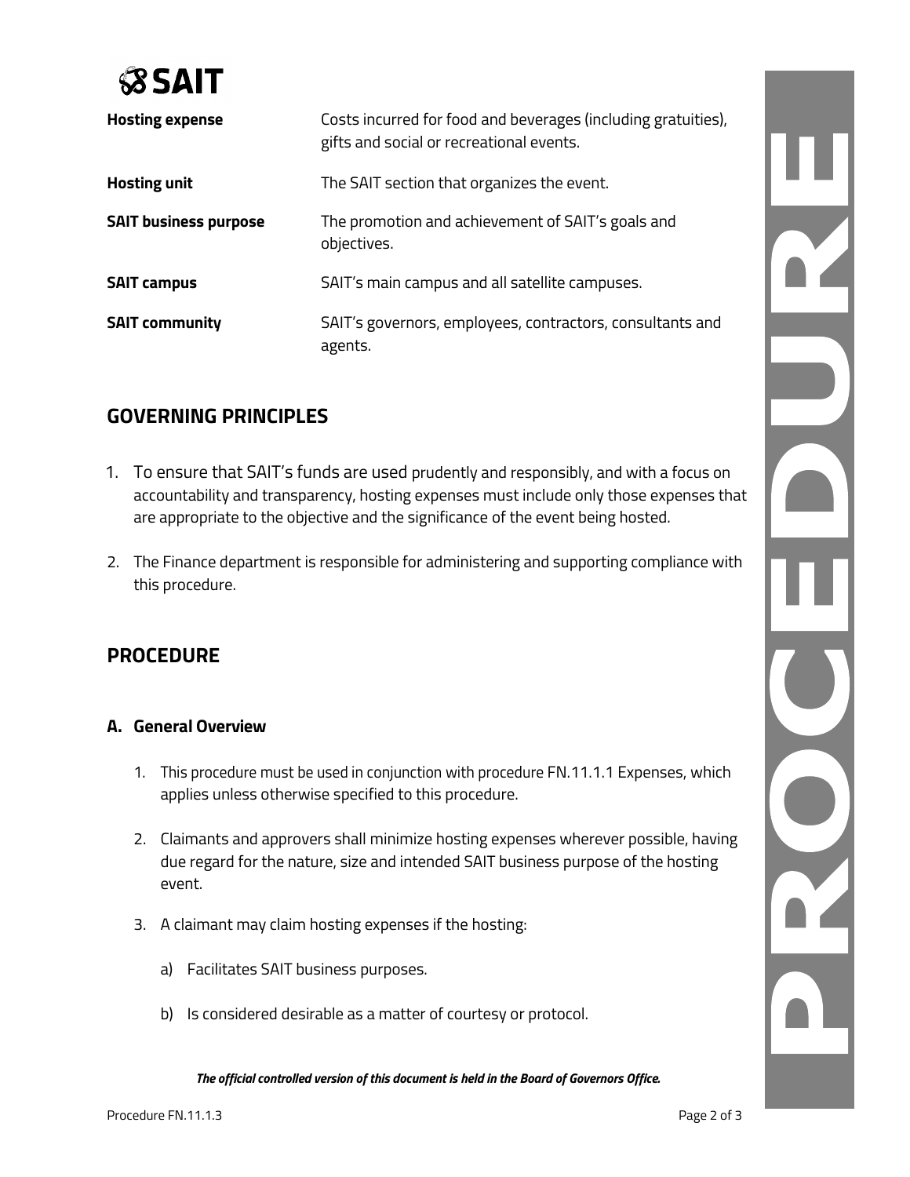| | |
|---|---|
| **Hosting expense** | Costs incurred for food and beverages (including gratuities), gifts and social or recreational events. |
| **Hosting unit** | The SAIT section that organizes the event. |
| **SAIT business purpose** | The promotion and achievement of SAIT's goals and objectives. |
| **SAIT campus** | SAIT's main campus and all satellite campuses. |
| **SAIT community** | SAIT's governors, employees, contractors, consultants and agents. |

## GOVERNING PRINCIPLES

1. To ensure that SAIT's funds are used prudently and responsibly, and with a focus on accountability and transparency, hosting expenses must include only those expenses that are appropriate to the objective and the significance of the event being hosted.

2. The Finance department is responsible for administering and supporting compliance with this procedure.

## PROCEDURE

### A. General Overview

1. This procedure must be used in conjunction with procedure FN.11.1.1 Expenses, which applies unless otherwise specified to this procedure.

2. Claimants and approvers shall minimize hosting expenses wherever possible, having due regard for the nature, size and intended SAIT business purpose of the hosting event.

3. A claimant may claim hosting expenses if the hosting:

   a) Facilitates SAIT business purposes.

   b) Is considered desirable as a matter of courtesy or protocol.

*The official controlled version of this document is held in the Board of Governors Office.*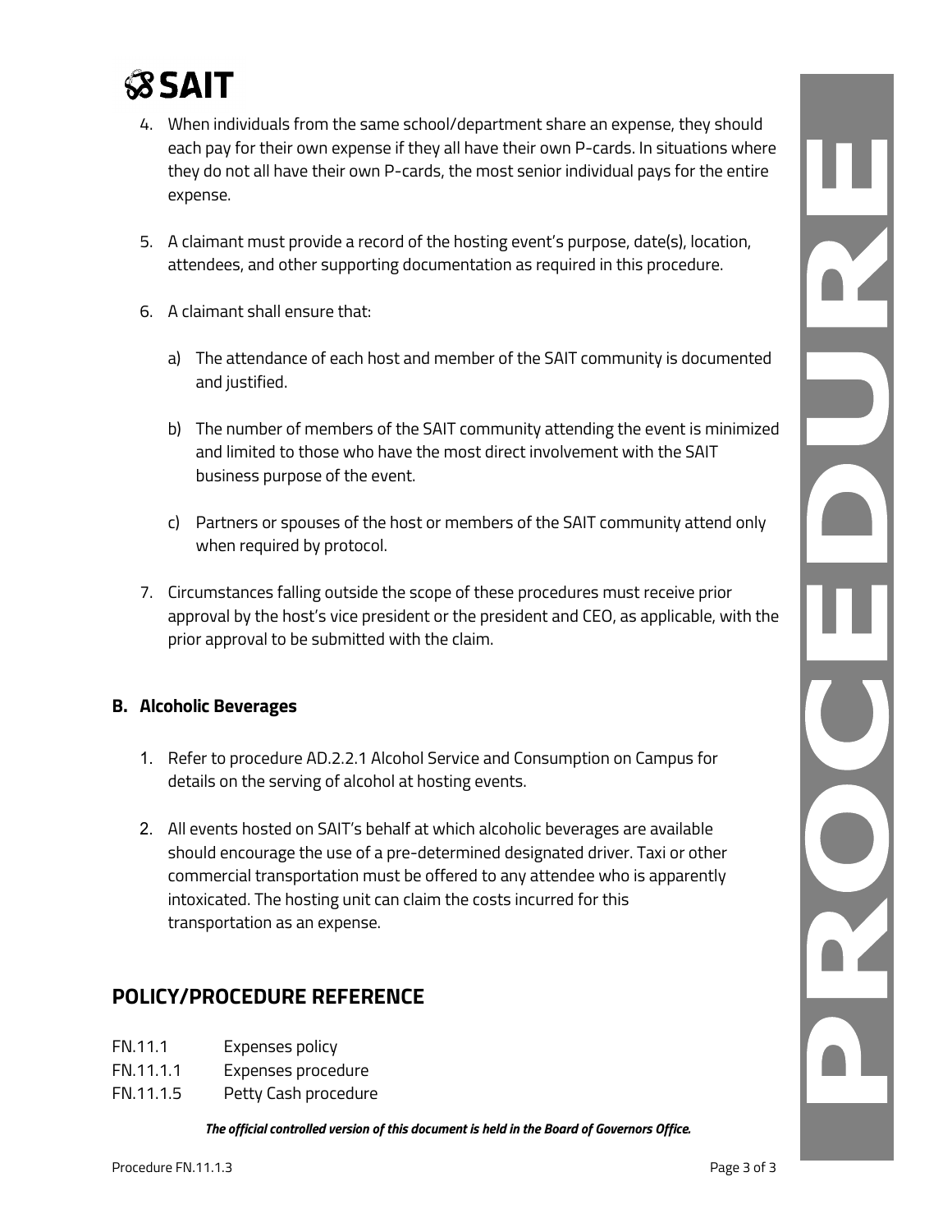4. When individuals from the same school/department share an expense, they should each pay for their own expense if they all have their own P-cards. In situations where they do not all have their own P-cards, the most senior individual pays for the entire expense.

5. A claimant must provide a record of the hosting event's purpose, date(s), location, attendees, and other supporting documentation as required in this procedure.

6. A claimant shall ensure that:

   a) The attendance of each host and member of the SAIT community is documented and justified.

   b) The number of members of the SAIT community attending the event is minimized and limited to those who have the most direct involvement with the SAIT business purpose of the event.

   c) Partners or spouses of the host or members of the SAIT community attend only when required by protocol.

7. Circumstances falling outside the scope of these procedures must receive prior approval by the host's vice president or the president and CEO, as applicable, with the prior approval to be submitted with the claim.

### B. Alcoholic Beverages

1. Refer to procedure AD.2.2.1 Alcohol Service and Consumption on Campus for details on the serving of alcohol at hosting events.

2. All events hosted on SAIT's behalf at which alcoholic beverages are available should encourage the use of a pre-determined designated driver. Taxi or other commercial transportation must be offered to any attendee who is apparently intoxicated. The hosting unit can claim the costs incurred for this transportation as an expense.

## POLICY/PROCEDURE REFERENCE

| | |
|---|---|
| FN.11.1 | Expenses policy |
| FN.11.1.1 | Expenses procedure |
| FN.11.1.5 | Petty Cash procedure |

***The official controlled version of this document is held in the Board of Governors Office.***